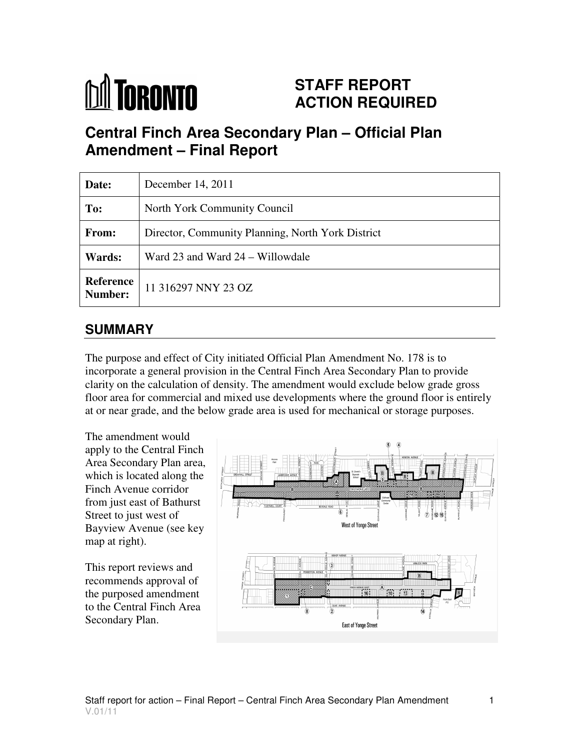# STAFF REPORT ACTION REQUIRED

## Central Finch Area Secondary Plan – Official Plan Amendment – Final Report

| Date: | December 14, 2011 |
|---|---|
| To: | North York Community Council |
| From: | Director, Community Planning, North York District |
| Wards: | Ward 23 and Ward 24 – Willowdale |
| Reference Number: | 11 316297 NNY 23 OZ |

## SUMMARY

The purpose and effect of City initiated Official Plan Amendment No. 178 is to incorporate a general provision in the Central Finch Area Secondary Plan to provide clarity on the calculation of density. The amendment would exclude below grade gross floor area for commercial and mixed use developments where the ground floor is entirely at or near grade, and the below grade area is used for mechanical or storage purposes.

The amendment would apply to the Central Finch Area Secondary Plan area, which is located along the Finch Avenue corridor from just east of Bathurst Street to just west of Bayview Avenue (see key map at right).

This report reviews and recommends approval of the purposed amendment to the Central Finch Area Secondary Plan.

West of Yonge Street

East of Yonge Street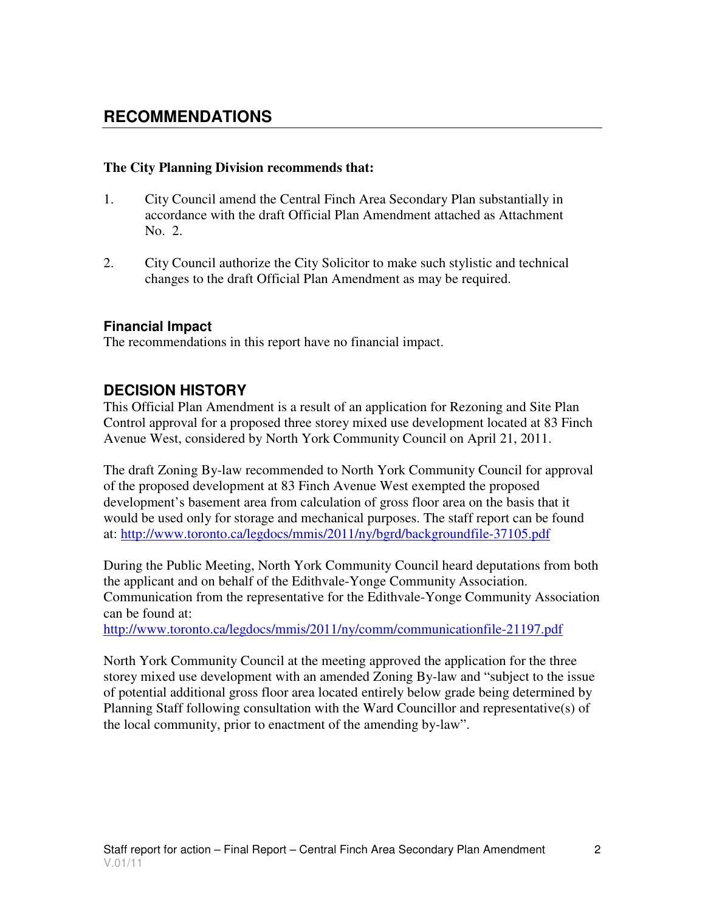## RECOMMENDATIONS

**The City Planning Division recommends that:**

1. City Council amend the Central Finch Area Secondary Plan substantially in accordance with the draft Official Plan Amendment attached as Attachment No. 2.

2. City Council authorize the City Solicitor to make such stylistic and technical changes to the draft Official Plan Amendment as may be required.

### Financial Impact

The recommendations in this report have no financial impact.

## DECISION HISTORY

This Official Plan Amendment is a result of an application for Rezoning and Site Plan Control approval for a proposed three storey mixed use development located at 83 Finch Avenue West, considered by North York Community Council on April 21, 2011.

The draft Zoning By-law recommended to North York Community Council for approval of the proposed development at 83 Finch Avenue West exempted the proposed development's basement area from calculation of gross floor area on the basis that it would be used only for storage and mechanical purposes. The staff report can be found at: http://www.toronto.ca/legdocs/mmis/2011/ny/bgrd/backgroundfile-37105.pdf

During the Public Meeting, North York Community Council heard deputations from both the applicant and on behalf of the Edithvale-Yonge Community Association. Communication from the representative for the Edithvale-Yonge Community Association can be found at:
http://www.toronto.ca/legdocs/mmis/2011/ny/comm/communicationfile-21197.pdf

North York Community Council at the meeting approved the application for the three storey mixed use development with an amended Zoning By-law and "subject to the issue of potential additional gross floor area located entirely below grade being determined by Planning Staff following consultation with the Ward Councillor and representative(s) of the local community, prior to enactment of the amending by-law".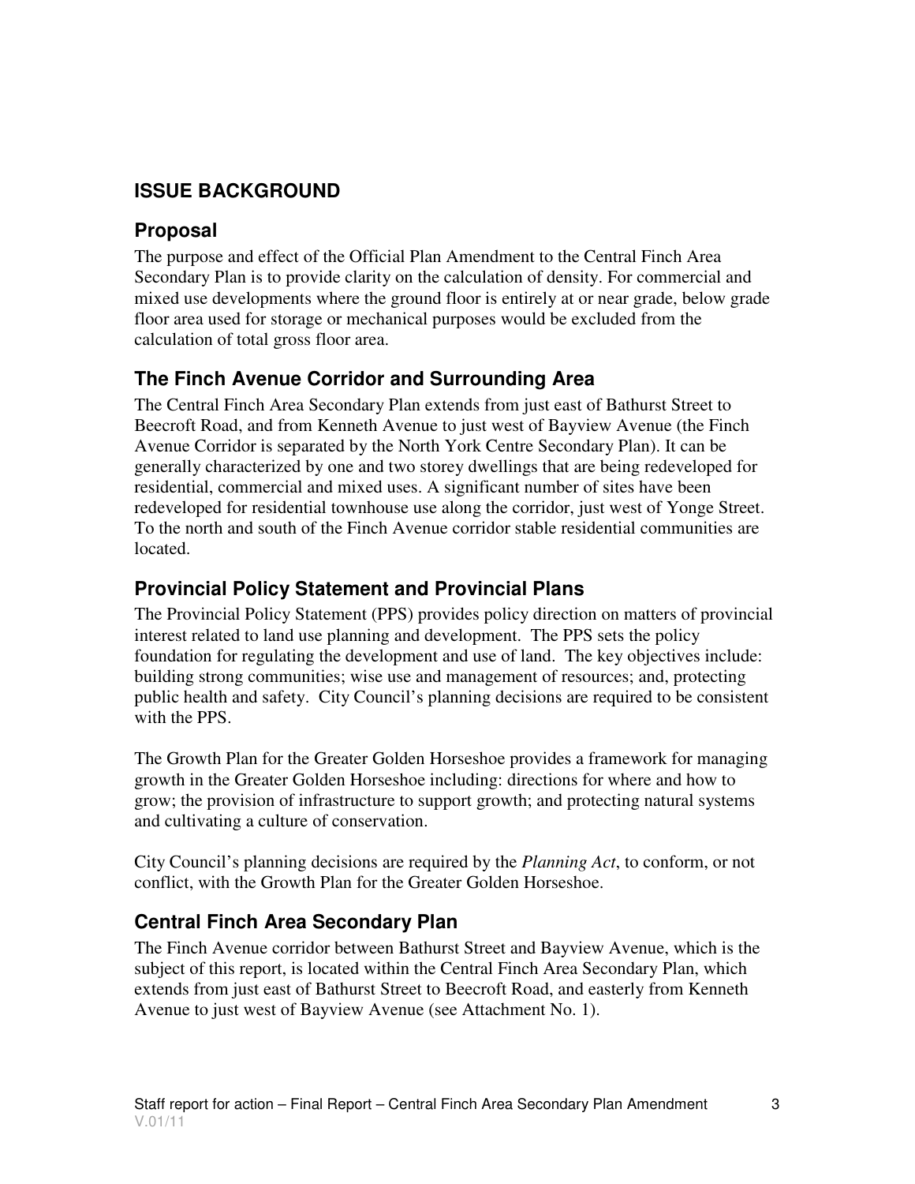## ISSUE BACKGROUND

### Proposal

The purpose and effect of the Official Plan Amendment to the Central Finch Area Secondary Plan is to provide clarity on the calculation of density. For commercial and mixed use developments where the ground floor is entirely at or near grade, below grade floor area used for storage or mechanical purposes would be excluded from the calculation of total gross floor area.

### The Finch Avenue Corridor and Surrounding Area

The Central Finch Area Secondary Plan extends from just east of Bathurst Street to Beecroft Road, and from Kenneth Avenue to just west of Bayview Avenue (the Finch Avenue Corridor is separated by the North York Centre Secondary Plan). It can be generally characterized by one and two storey dwellings that are being redeveloped for residential, commercial and mixed uses. A significant number of sites have been redeveloped for residential townhouse use along the corridor, just west of Yonge Street. To the north and south of the Finch Avenue corridor stable residential communities are located.

### Provincial Policy Statement and Provincial Plans

The Provincial Policy Statement (PPS) provides policy direction on matters of provincial interest related to land use planning and development. The PPS sets the policy foundation for regulating the development and use of land. The key objectives include: building strong communities; wise use and management of resources; and, protecting public health and safety. City Council's planning decisions are required to be consistent with the PPS.

The Growth Plan for the Greater Golden Horseshoe provides a framework for managing growth in the Greater Golden Horseshoe including: directions for where and how to grow; the provision of infrastructure to support growth; and protecting natural systems and cultivating a culture of conservation.

City Council's planning decisions are required by the *Planning Act*, to conform, or not conflict, with the Growth Plan for the Greater Golden Horseshoe.

### Central Finch Area Secondary Plan

The Finch Avenue corridor between Bathurst Street and Bayview Avenue, which is the subject of this report, is located within the Central Finch Area Secondary Plan, which extends from just east of Bathurst Street to Beecroft Road, and easterly from Kenneth Avenue to just west of Bayview Avenue (see Attachment No. 1).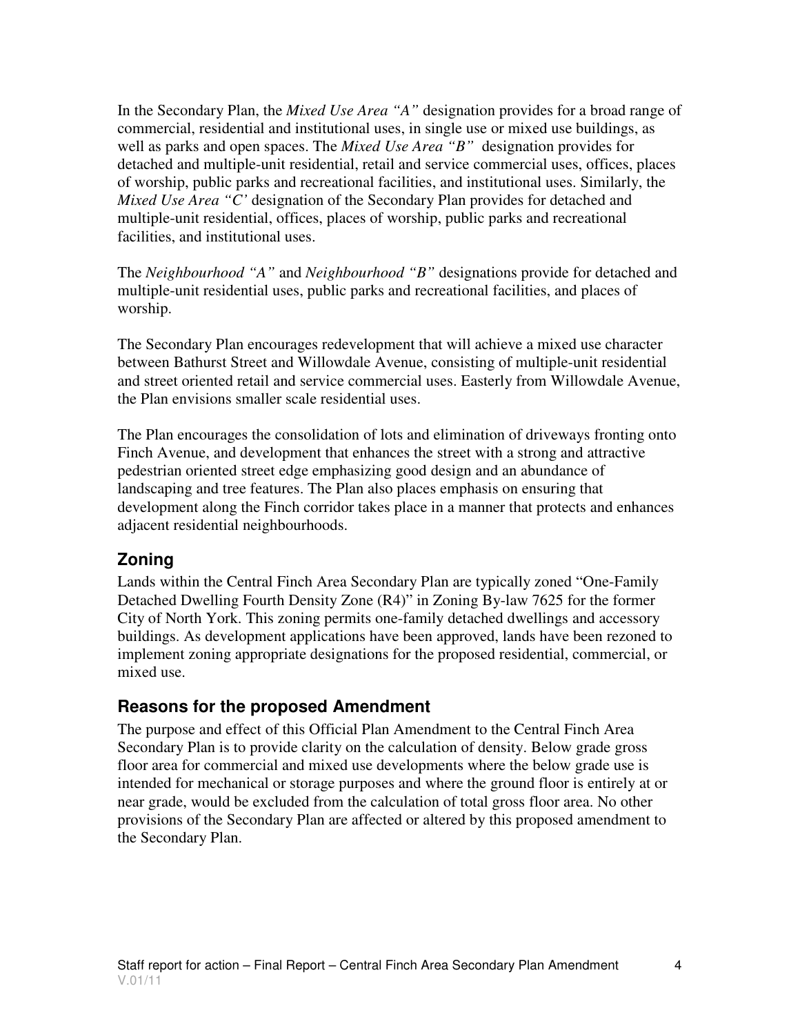In the Secondary Plan, the *Mixed Use Area "A"* designation provides for a broad range of commercial, residential and institutional uses, in single use or mixed use buildings, as well as parks and open spaces. The *Mixed Use Area "B"* designation provides for detached and multiple-unit residential, retail and service commercial uses, offices, places of worship, public parks and recreational facilities, and institutional uses. Similarly, the *Mixed Use Area "C'* designation of the Secondary Plan provides for detached and multiple-unit residential, offices, places of worship, public parks and recreational facilities, and institutional uses.

The *Neighbourhood "A"* and *Neighbourhood "B"* designations provide for detached and multiple-unit residential uses, public parks and recreational facilities, and places of worship.

The Secondary Plan encourages redevelopment that will achieve a mixed use character between Bathurst Street and Willowdale Avenue, consisting of multiple-unit residential and street oriented retail and service commercial uses. Easterly from Willowdale Avenue, the Plan envisions smaller scale residential uses.

The Plan encourages the consolidation of lots and elimination of driveways fronting onto Finch Avenue, and development that enhances the street with a strong and attractive pedestrian oriented street edge emphasizing good design and an abundance of landscaping and tree features. The Plan also places emphasis on ensuring that development along the Finch corridor takes place in a manner that protects and enhances adjacent residential neighbourhoods.

## Zoning

Lands within the Central Finch Area Secondary Plan are typically zoned "One-Family Detached Dwelling Fourth Density Zone (R4)" in Zoning By-law 7625 for the former City of North York. This zoning permits one-family detached dwellings and accessory buildings. As development applications have been approved, lands have been rezoned to implement zoning appropriate designations for the proposed residential, commercial, or mixed use.

## Reasons for the proposed Amendment

The purpose and effect of this Official Plan Amendment to the Central Finch Area Secondary Plan is to provide clarity on the calculation of density. Below grade gross floor area for commercial and mixed use developments where the below grade use is intended for mechanical or storage purposes and where the ground floor is entirely at or near grade, would be excluded from the calculation of total gross floor area. No other provisions of the Secondary Plan are affected or altered by this proposed amendment to the Secondary Plan.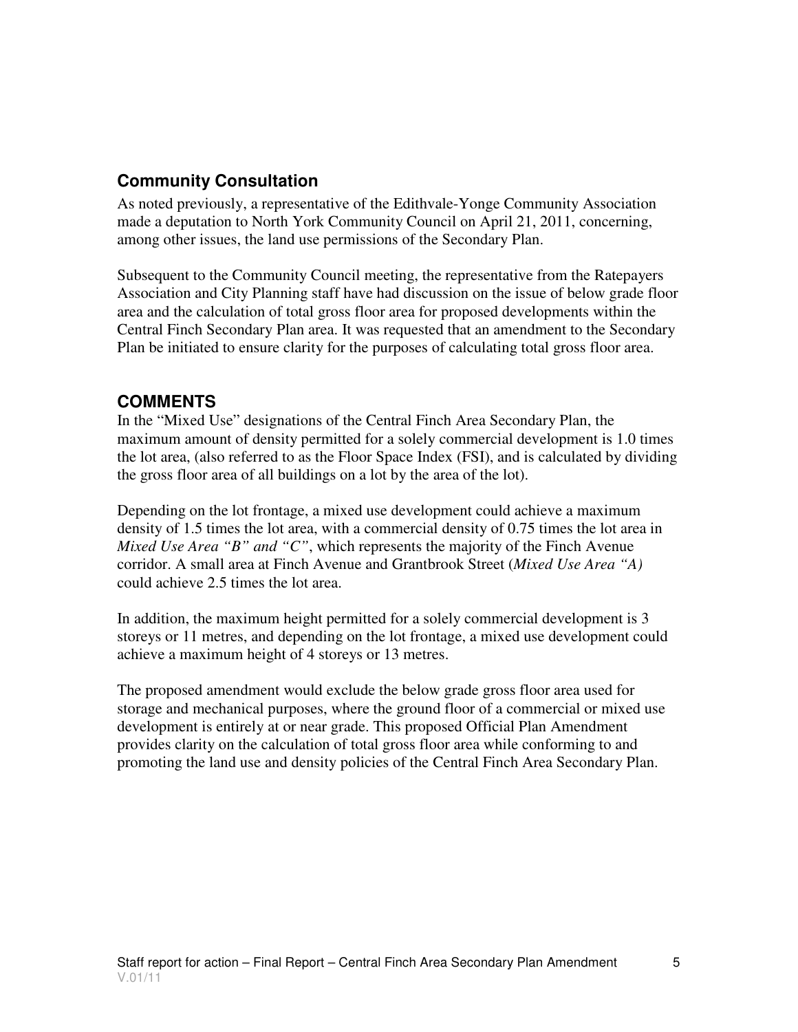## Community Consultation

As noted previously, a representative of the Edithvale-Yonge Community Association made a deputation to North York Community Council on April 21, 2011, concerning, among other issues, the land use permissions of the Secondary Plan.

Subsequent to the Community Council meeting, the representative from the Ratepayers Association and City Planning staff have had discussion on the issue of below grade floor area and the calculation of total gross floor area for proposed developments within the Central Finch Secondary Plan area. It was requested that an amendment to the Secondary Plan be initiated to ensure clarity for the purposes of calculating total gross floor area.

## COMMENTS

In the "Mixed Use" designations of the Central Finch Area Secondary Plan, the maximum amount of density permitted for a solely commercial development is 1.0 times the lot area, (also referred to as the Floor Space Index (FSI), and is calculated by dividing the gross floor area of all buildings on a lot by the area of the lot).

Depending on the lot frontage, a mixed use development could achieve a maximum density of 1.5 times the lot area, with a commercial density of 0.75 times the lot area in *Mixed Use Area "B" and "C"*, which represents the majority of the Finch Avenue corridor. A small area at Finch Avenue and Grantbrook Street (*Mixed Use Area "A)* could achieve 2.5 times the lot area.

In addition, the maximum height permitted for a solely commercial development is 3 storeys or 11 metres, and depending on the lot frontage, a mixed use development could achieve a maximum height of 4 storeys or 13 metres.

The proposed amendment would exclude the below grade gross floor area used for storage and mechanical purposes, where the ground floor of a commercial or mixed use development is entirely at or near grade. This proposed Official Plan Amendment provides clarity on the calculation of total gross floor area while conforming to and promoting the land use and density policies of the Central Finch Area Secondary Plan.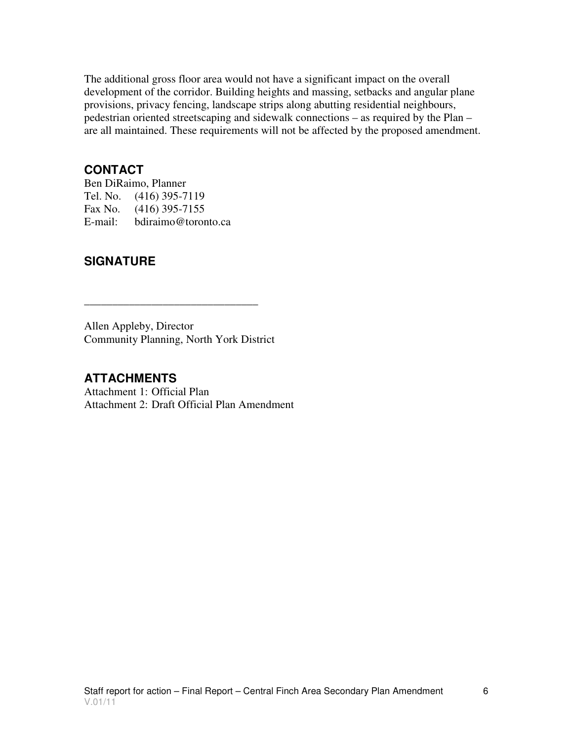The additional gross floor area would not have a significant impact on the overall development of the corridor. Building heights and massing, setbacks and angular plane provisions, privacy fencing, landscape strips along abutting residential neighbours, pedestrian oriented streetscaping and sidewalk connections – as required by the Plan – are all maintained. These requirements will not be affected by the proposed amendment.

## CONTACT

Ben DiRaimo, Planner
Tel. No. (416) 395-7119
Fax No. (416) 395-7155
E-mail: bdiraimo@toronto.ca

## SIGNATURE

_______________________________

Allen Appleby, Director
Community Planning, North York District

## ATTACHMENTS

Attachment 1: Official Plan
Attachment 2: Draft Official Plan Amendment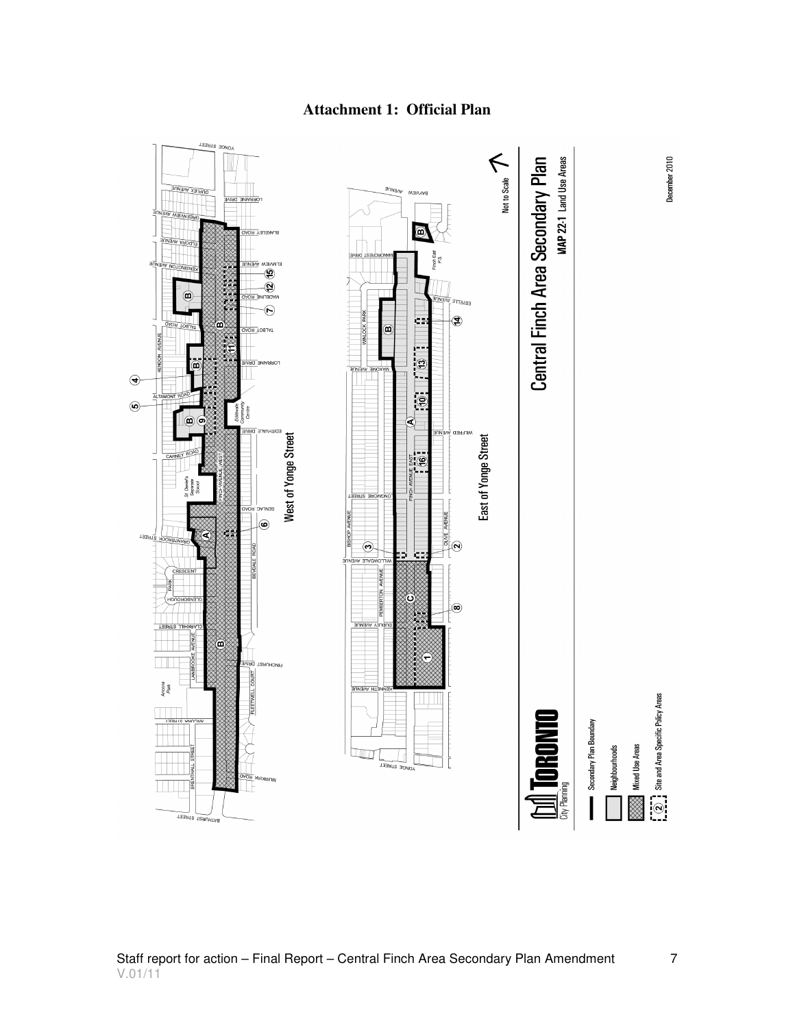**Attachment 1: Official Plan**

West of Yonge Street

East of Yonge Street

Central Finch Area Secondary Plan

MAP 22-1 Land Use Areas

Not to Scale

December 2010

TORONTO City Planning

- Secondary Plan Boundary
- Neighbourhoods
- Mixed Use Areas
- Site and Area Specific Policy Areas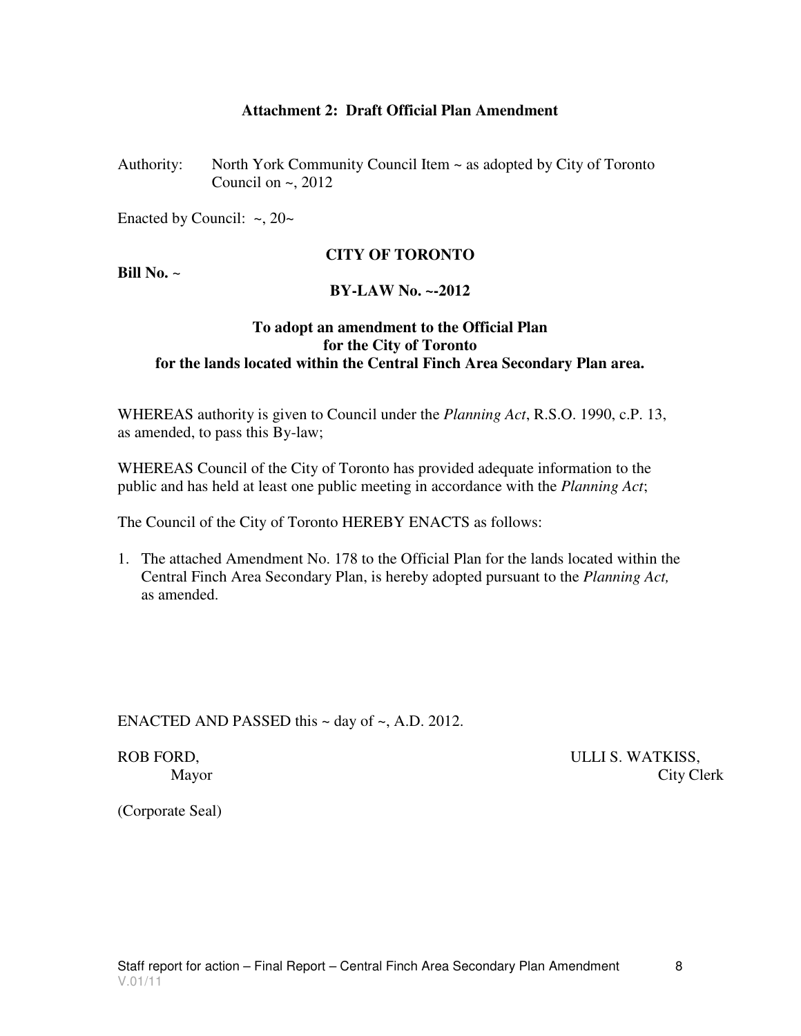**Attachment 2: Draft Official Plan Amendment**

Authority: North York Community Council Item ~ as adopted by City of Toronto Council on ~, 2012

Enacted by Council: ~, 20~

**CITY OF TORONTO**

**Bill No. ~**

**BY-LAW No. ~-2012**

**To adopt an amendment to the Official Plan for the City of Toronto for the lands located within the Central Finch Area Secondary Plan area.**

WHEREAS authority is given to Council under the *Planning Act*, R.S.O. 1990, c.P. 13, as amended, to pass this By-law;

WHEREAS Council of the City of Toronto has provided adequate information to the public and has held at least one public meeting in accordance with the *Planning Act*;

The Council of the City of Toronto HEREBY ENACTS as follows:

1. The attached Amendment No. 178 to the Official Plan for the lands located within the Central Finch Area Secondary Plan, is hereby adopted pursuant to the *Planning Act,* as amended.

ENACTED AND PASSED this ~ day of ~, A.D. 2012.

ROB FORD,
Mayor

ULLI S. WATKISS,
City Clerk

(Corporate Seal)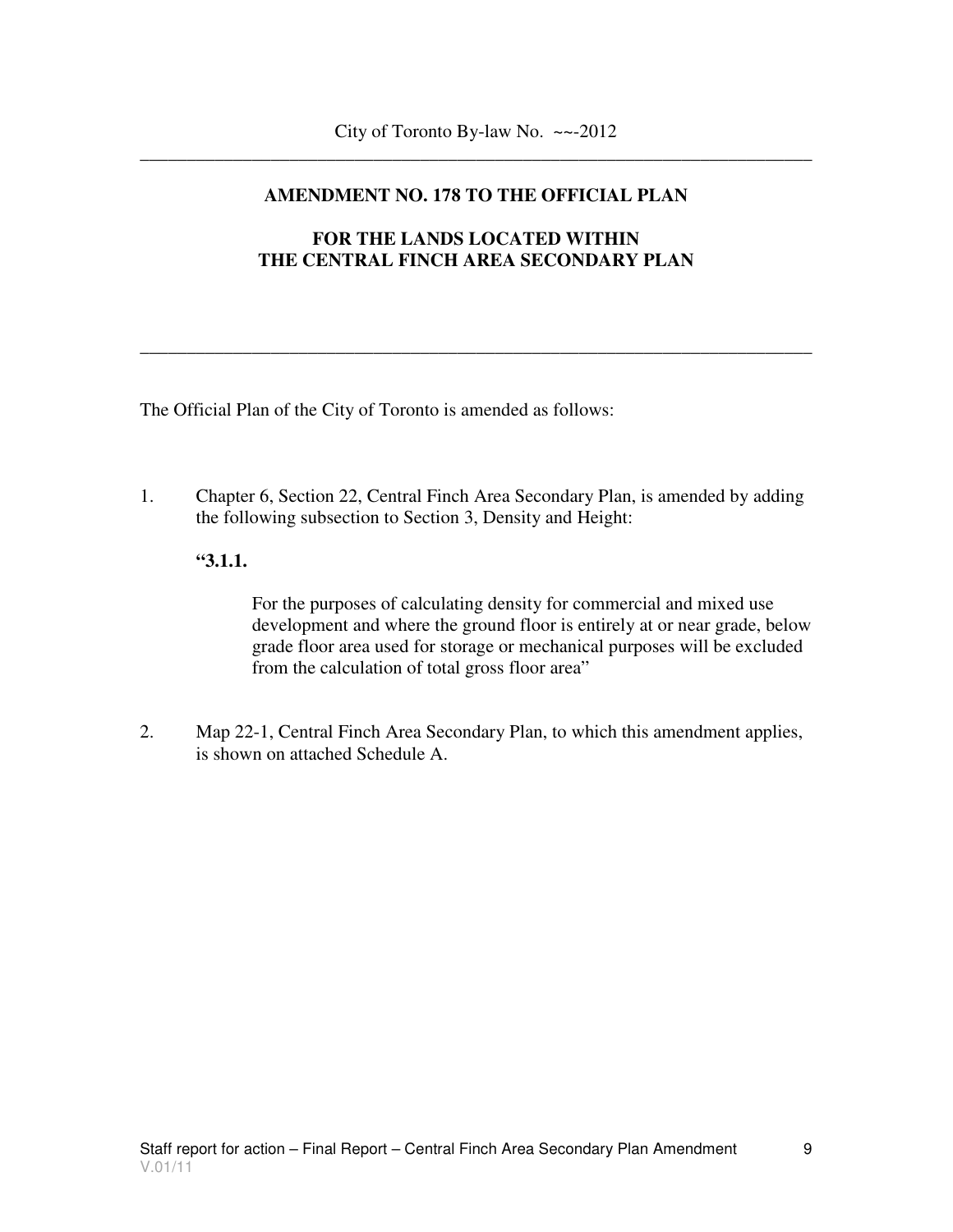City of Toronto By-law No. ~~-2012

## AMENDMENT NO. 178 TO THE OFFICIAL PLAN

## FOR THE LANDS LOCATED WITHIN THE CENTRAL FINCH AREA SECONDARY PLAN

The Official Plan of the City of Toronto is amended as follows:

1. Chapter 6, Section 22, Central Finch Area Secondary Plan, is amended by adding the following subsection to Section 3, Density and Height:

   **"3.1.1.**

   For the purposes of calculating density for commercial and mixed use development and where the ground floor is entirely at or near grade, below grade floor area used for storage or mechanical purposes will be excluded from the calculation of total gross floor area"

2. Map 22-1, Central Finch Area Secondary Plan, to which this amendment applies, is shown on attached Schedule A.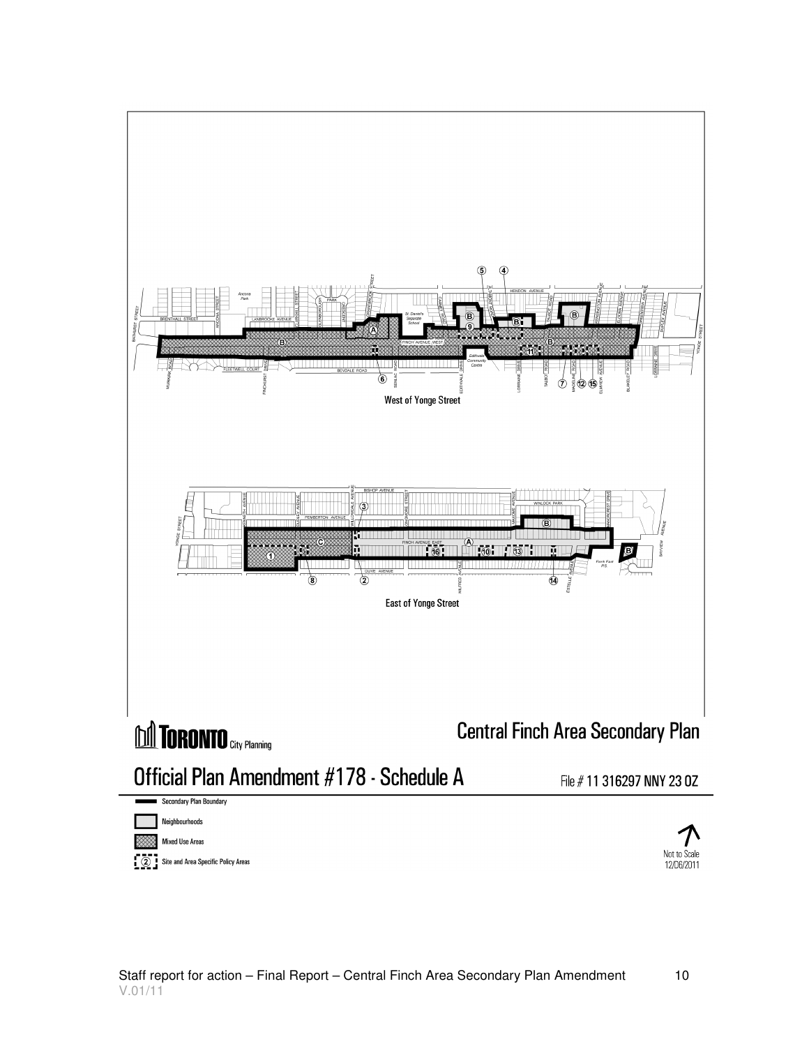West of Yonge Street

East of Yonge Street

# Central Finch Area Secondary Plan

## Official Plan Amendment #178 - Schedule A

File # 11 316297 NNY 23 OZ

Secondary Plan Boundary

Neighbourhoods

Mixed Use Areas

2 Site and Area Specific Policy Areas

Not to Scale
12/06/2011

Staff report for action – Final Report – Central Finch Area Secondary Plan Amendment
V.01/11